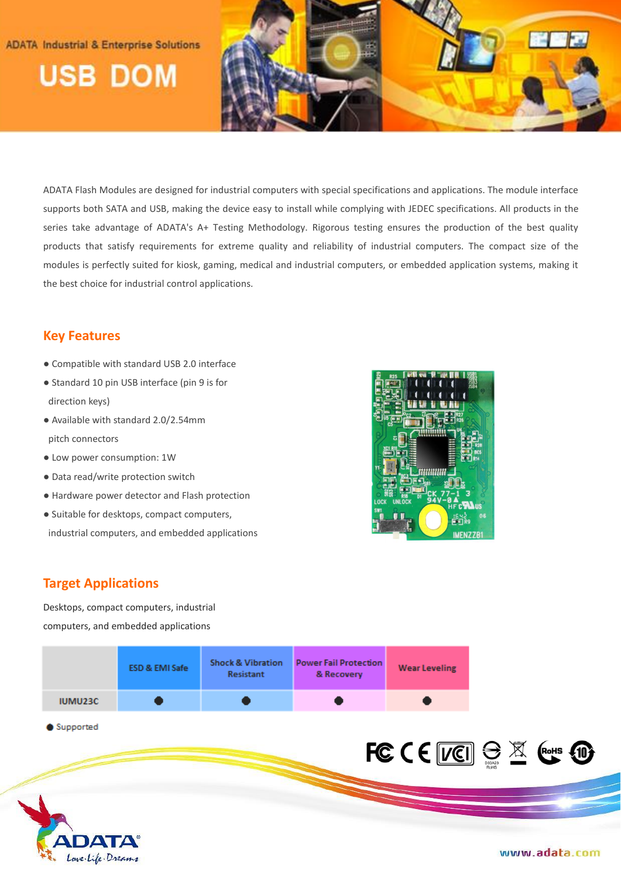ADATA Industrial & Enterprise Solutions

# USB DOM

ADATA Flash Modules are designed for industrial computers with special specifications and applications. The module interface supports both SATA and USB, making the device easy to install while complying with JEDEC specifications. All products in the series take advantage of ADATA's A+ Testing Methodology. Rigorous testing ensures the production of the best quality products that satisfy requirements for extreme quality and reliability of industrial computers. The compact size of the modules is perfectly suited for kiosk, gaming, medical and industrial computers, or embedded application systems, making it the best choice for industrial control applications.

## Key Features

- Compatible with standard USB 2.0 interface
- Standard 10 pin USB interface (pin 9 is for direction keys)
- Available with standard 2.0/2.54mm pitch connectors
- Low power consumption: 1W
- Data read/write protection switch
- Hardware power detector and Flash protection
- Suitable for desktops, compact computers, industrial computers, and embedded applications

## Target Applications

Desktops, compact computers, industrial computers, and embedded applications

| | ESD & EMI Safe | Shock & Vibration Resistant | Power Fail Protection & Recovery | Wear Leveling |
|---|---|---|---|---|
| IUMU23C | ● | ● | ● | ● |

● Supported

www.adata.com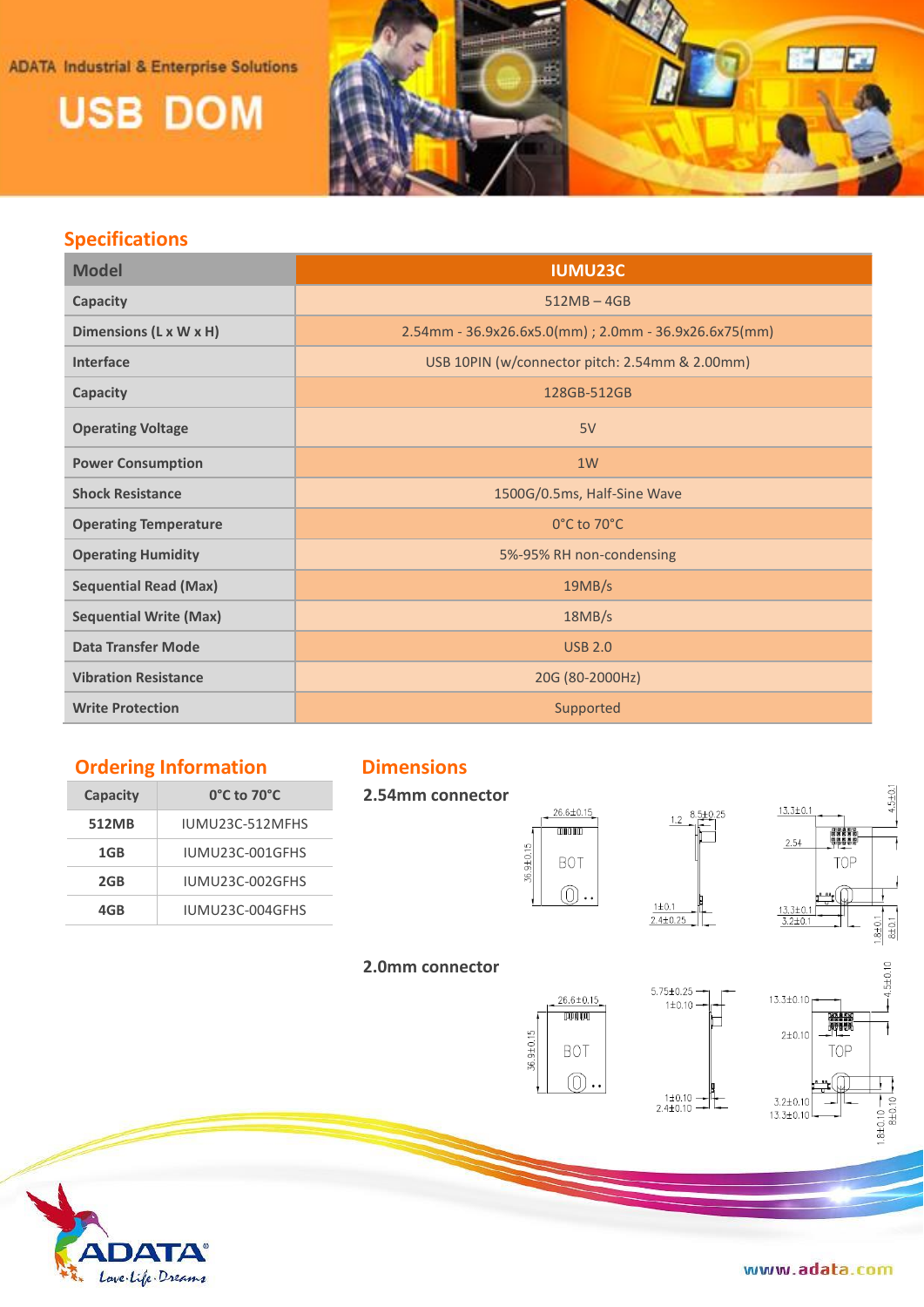ADATA Industrial & Enterprise Solutions

# USB DOM

## Specifications

| Model | IUMU23C |
|---|---|
| Capacity | 512MB – 4GB |
| Dimensions (L x W x H) | 2.54mm - 36.9x26.6x5.0(mm) ; 2.0mm - 36.9x26.6x75(mm) |
| Interface | USB 10PIN (w/connector pitch: 2.54mm & 2.00mm) |
| Capacity | 128GB-512GB |
| Operating Voltage | 5V |
| Power Consumption | 1W |
| Shock Resistance | 1500G/0.5ms, Half-Sine Wave |
| Operating Temperature | 0°C to 70°C |
| Operating Humidity | 5%-95% RH non-condensing |
| Sequential Read (Max) | 19MB/s |
| Sequential Write (Max) | 18MB/s |
| Data Transfer Mode | USB 2.0 |
| Vibration Resistance | 20G (80-2000Hz) |
| Write Protection | Supported |

## Ordering Information

| Capacity | 0°C to 70°C |
|---|---|
| 512MB | IUMU23C-512MFHS |
| 1GB | IUMU23C-001GFHS |
| 2GB | IUMU23C-002GFHS |
| 4GB | IUMU23C-004GFHS |

## Dimensions

### 2.54mm connector

26.6±0.15
36.9±0.15
BOT
1.2
8.5±0.25
1±0.1
2.4±0.25
13.3±0.1
2.54
TOP
13.3±0.1
3.2±0.1
4.5±0.1
1.8±0.1
6±0.1

### 2.0mm connector

26.6±0.15
36.9±0.15
BOT
5.75±0.25
1±0.10
1±0.10
2.4±0.10
13.3±0.10
2±0.10
TOP
3.2±0.10
13.3±0.10
4.5±0.10
1.8±0.10
8±0.10

ADATA Love·Life·Dreams

www.adata.com